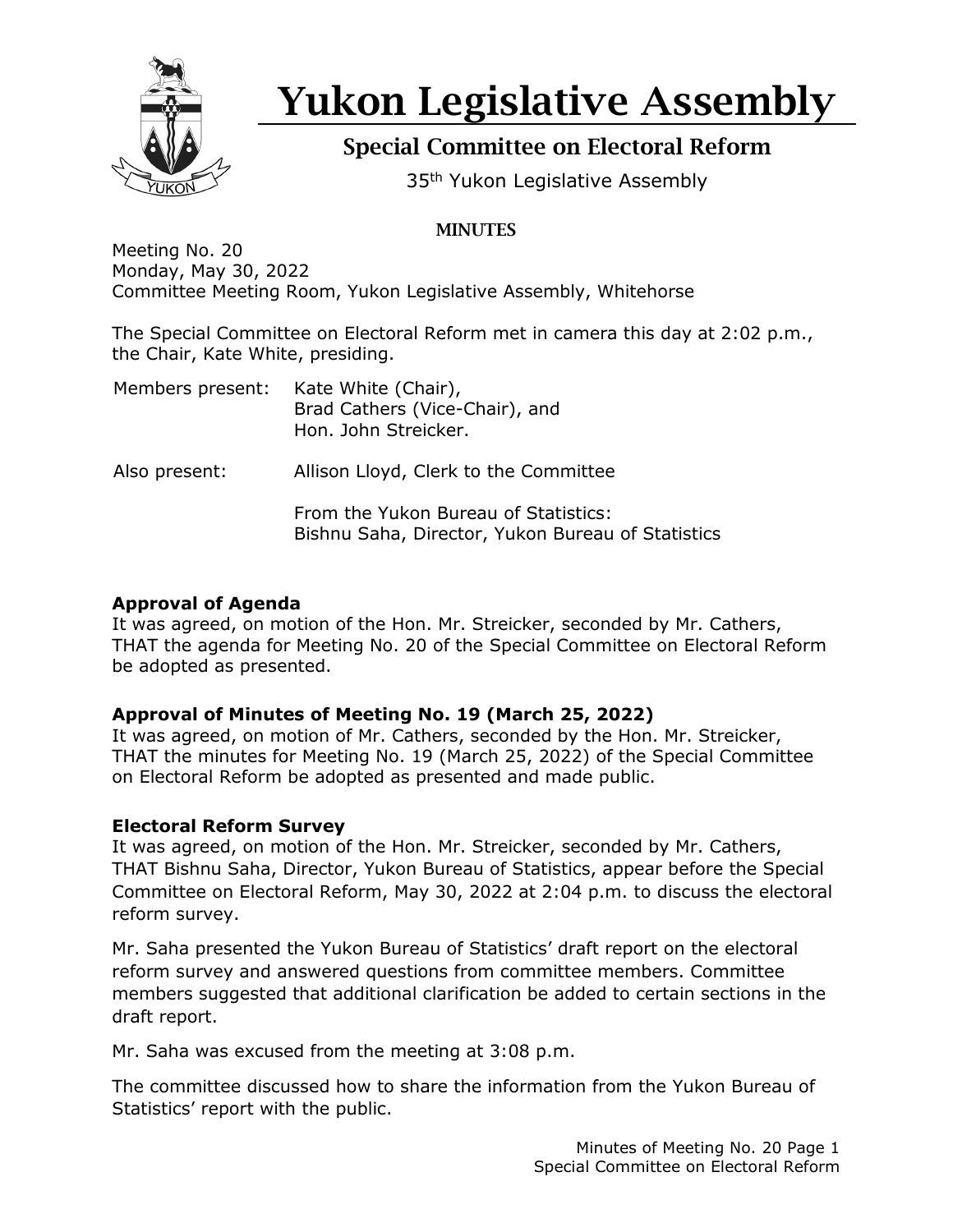# Yukon Legislative Assembly

## Special Committee on Electoral Reform

35th Yukon Legislative Assembly

### MINUTES

Meeting No. 20
Monday, May 30, 2022
Committee Meeting Room, Yukon Legislative Assembly, Whitehorse

The Special Committee on Electoral Reform met in camera this day at 2:02 p.m., the Chair, Kate White, presiding.

Members present: Kate White (Chair),
Brad Cathers (Vice-Chair), and
Hon. John Streicker.

Also present: Allison Lloyd, Clerk to the Committee

From the Yukon Bureau of Statistics:
Bishnu Saha, Director, Yukon Bureau of Statistics

**Approval of Agenda**
It was agreed, on motion of the Hon. Mr. Streicker, seconded by Mr. Cathers, THAT the agenda for Meeting No. 20 of the Special Committee on Electoral Reform be adopted as presented.

**Approval of Minutes of Meeting No. 19 (March 25, 2022)**
It was agreed, on motion of Mr. Cathers, seconded by the Hon. Mr. Streicker, THAT the minutes for Meeting No. 19 (March 25, 2022) of the Special Committee on Electoral Reform be adopted as presented and made public.

**Electoral Reform Survey**
It was agreed, on motion of the Hon. Mr. Streicker, seconded by Mr. Cathers, THAT Bishnu Saha, Director, Yukon Bureau of Statistics, appear before the Special Committee on Electoral Reform, May 30, 2022 at 2:04 p.m. to discuss the electoral reform survey.

Mr. Saha presented the Yukon Bureau of Statistics' draft report on the electoral reform survey and answered questions from committee members. Committee members suggested that additional clarification be added to certain sections in the draft report.

Mr. Saha was excused from the meeting at 3:08 p.m.

The committee discussed how to share the information from the Yukon Bureau of Statistics' report with the public.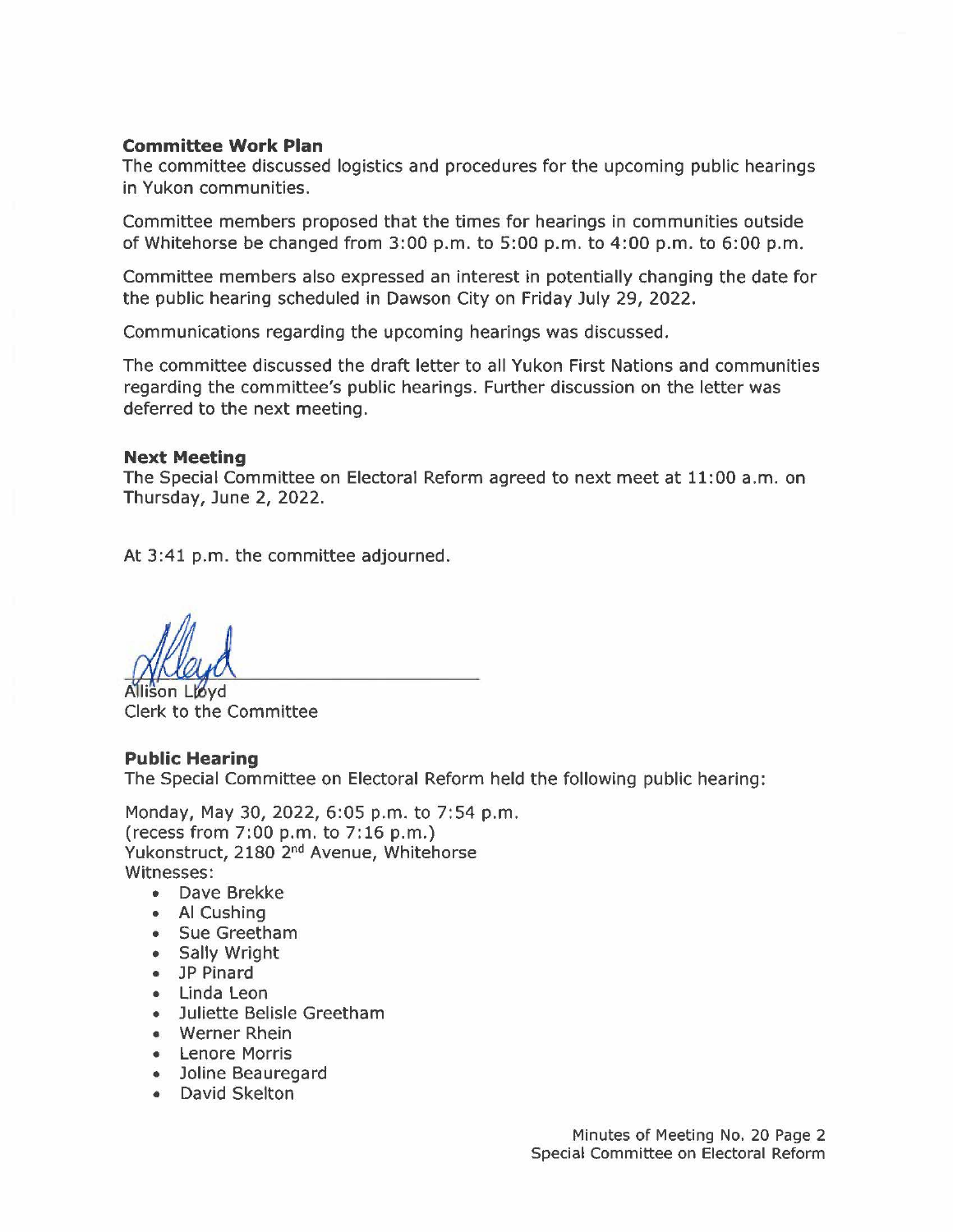**Committee Work Plan**

The committee discussed logistics and procedures for the upcoming public hearings in Yukon communities.

Committee members proposed that the times for hearings in communities outside of Whitehorse be changed from 3:00 p.m. to 5:00 p.m. to 4:00 p.m. to 6:00 p.m.

Committee members also expressed an interest in potentially changing the date for the public hearing scheduled in Dawson City on Friday July 29, 2022.

Communications regarding the upcoming hearings was discussed.

The committee discussed the draft letter to all Yukon First Nations and communities regarding the committee's public hearings. Further discussion on the letter was deferred to the next meeting.

**Next Meeting**

The Special Committee on Electoral Reform agreed to next meet at 11:00 a.m. on Thursday, June 2, 2022.

At 3:41 p.m. the committee adjourned.

Allison Lloyd
Clerk to the Committee

**Public Hearing**

The Special Committee on Electoral Reform held the following public hearing:

Monday, May 30, 2022, 6:05 p.m. to 7:54 p.m.
(recess from 7:00 p.m. to 7:16 p.m.)
Yukonstruct, 2180 2nd Avenue, Whitehorse
Witnesses:

- Dave Brekke
- Al Cushing
- Sue Greetham
- Sally Wright
- JP Pinard
- Linda Leon
- Juliette Belisle Greetham
- Werner Rhein
- Lenore Morris
- Joline Beauregard
- David Skelton